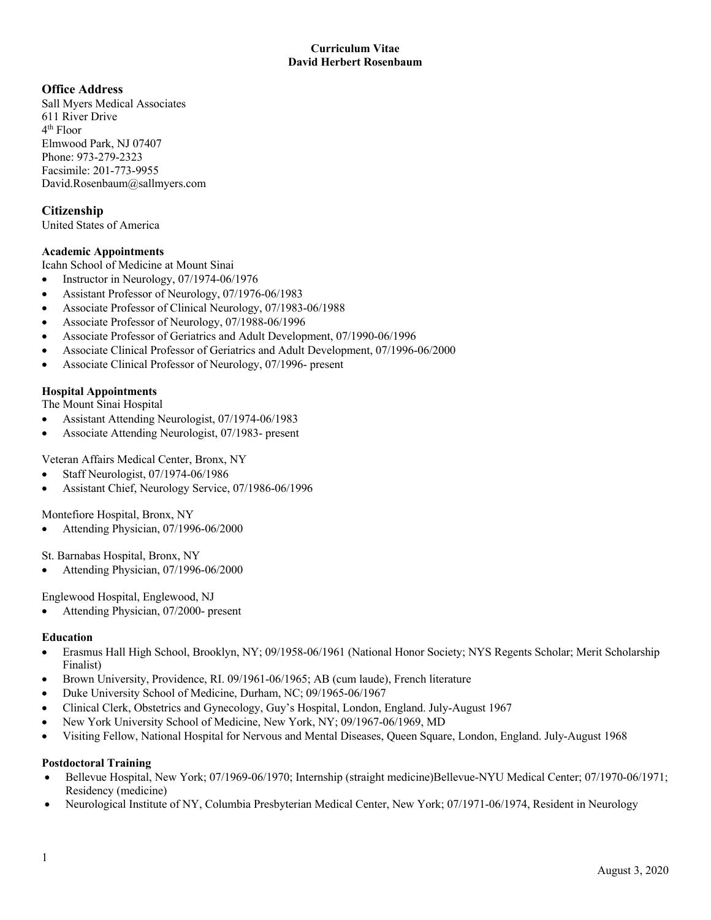# Curriculum Vitae
# David Herbert Rosenbaum

## Office Address

Sall Myers Medical Associates
611 River Drive
4th Floor
Elmwood Park, NJ 07407
Phone: 973-279-2323
Facsimile: 201-773-9955
David.Rosenbaum@sallmyers.com

## Citizenship

United States of America

### Academic Appointments

Icahn School of Medicine at Mount Sinai

- Instructor in Neurology, 07/1974-06/1976
- Assistant Professor of Neurology, 07/1976-06/1983
- Associate Professor of Clinical Neurology, 07/1983-06/1988
- Associate Professor of Neurology, 07/1988-06/1996
- Associate Professor of Geriatrics and Adult Development, 07/1990-06/1996
- Associate Clinical Professor of Geriatrics and Adult Development, 07/1996-06/2000
- Associate Clinical Professor of Neurology, 07/1996- present

### Hospital Appointments

The Mount Sinai Hospital

- Assistant Attending Neurologist, 07/1974-06/1983
- Associate Attending Neurologist, 07/1983- present

Veteran Affairs Medical Center, Bronx, NY

- Staff Neurologist, 07/1974-06/1986
- Assistant Chief, Neurology Service, 07/1986-06/1996

Montefiore Hospital, Bronx, NY

- Attending Physician, 07/1996-06/2000

St. Barnabas Hospital, Bronx, NY

- Attending Physician, 07/1996-06/2000

Englewood Hospital, Englewood, NJ

- Attending Physician, 07/2000- present

### Education

- Erasmus Hall High School, Brooklyn, NY; 09/1958-06/1961 (National Honor Society; NYS Regents Scholar; Merit Scholarship Finalist)
- Brown University, Providence, RI. 09/1961-06/1965; AB (cum laude), French literature
- Duke University School of Medicine, Durham, NC; 09/1965-06/1967
- Clinical Clerk, Obstetrics and Gynecology, Guy's Hospital, London, England. July-August 1967
- New York University School of Medicine, New York, NY; 09/1967-06/1969, MD
- Visiting Fellow, National Hospital for Nervous and Mental Diseases, Queen Square, London, England. July-August 1968

### Postdoctoral Training

- Bellevue Hospital, New York; 07/1969-06/1970; Internship (straight medicine)Bellevue-NYU Medical Center; 07/1970-06/1971; Residency (medicine)
- Neurological Institute of NY, Columbia Presbyterian Medical Center, New York; 07/1971-06/1974, Resident in Neurology

August 3, 2020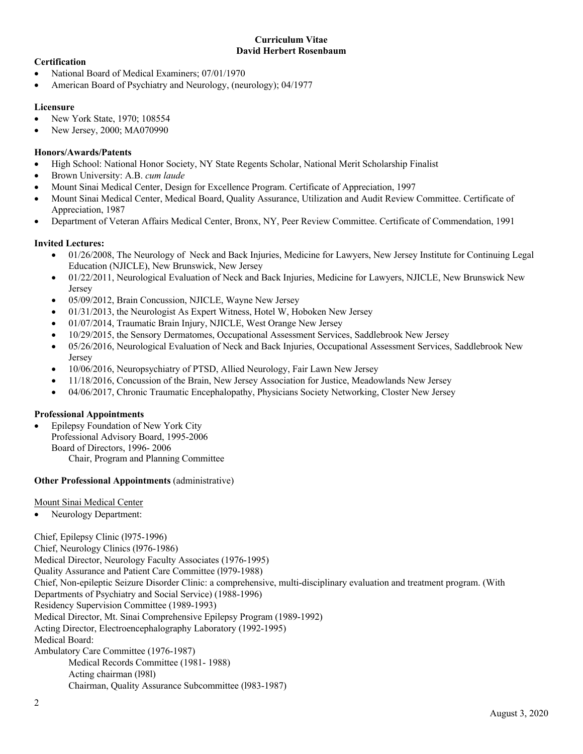**Curriculum Vitae**
**David Herbert Rosenbaum**

**Certification**

- National Board of Medical Examiners; 07/01/1970
- American Board of Psychiatry and Neurology, (neurology); 04/1977

**Licensure**

- New York State, 1970; 108554
- New Jersey, 2000; MA070990

**Honors/Awards/Patents**

- High School: National Honor Society, NY State Regents Scholar, National Merit Scholarship Finalist
- Brown University: A.B. *cum laude*
- Mount Sinai Medical Center, Design for Excellence Program. Certificate of Appreciation, 1997
- Mount Sinai Medical Center, Medical Board, Quality Assurance, Utilization and Audit Review Committee. Certificate of Appreciation, 1987
- Department of Veteran Affairs Medical Center, Bronx, NY, Peer Review Committee. Certificate of Commendation, 1991

**Invited Lectures:**

- 01/26/2008, The Neurology of Neck and Back Injuries, Medicine for Lawyers, New Jersey Institute for Continuing Legal Education (NJICLE), New Brunswick, New Jersey
- 01/22/2011, Neurological Evaluation of Neck and Back Injuries, Medicine for Lawyers, NJICLE, New Brunswick New Jersey
- 05/09/2012, Brain Concussion, NJICLE, Wayne New Jersey
- 01/31/2013, the Neurologist As Expert Witness, Hotel W, Hoboken New Jersey
- 01/07/2014, Traumatic Brain Injury, NJICLE, West Orange New Jersey
- 10/29/2015, the Sensory Dermatomes, Occupational Assessment Services, Saddlebrook New Jersey
- 05/26/2016, Neurological Evaluation of Neck and Back Injuries, Occupational Assessment Services, Saddlebrook New Jersey
- 10/06/2016, Neuropsychiatry of PTSD, Allied Neurology, Fair Lawn New Jersey
- 11/18/2016, Concussion of the Brain, New Jersey Association for Justice, Meadowlands New Jersey
- 04/06/2017, Chronic Traumatic Encephalopathy, Physicians Society Networking, Closter New Jersey

**Professional Appointments**

- Epilepsy Foundation of New York City
  Professional Advisory Board, 1995-2006
  Board of Directors, 1996- 2006
  Chair, Program and Planning Committee

**Other Professional Appointments** (administrative)

Mount Sinai Medical Center

- Neurology Department:

Chief, Epilepsy Clinic (l975-1996)
Chief, Neurology Clinics (l976-1986)
Medical Director, Neurology Faculty Associates (1976-1995)
Quality Assurance and Patient Care Committee (l979-1988)
Chief, Non-epileptic Seizure Disorder Clinic: a comprehensive, multi-disciplinary evaluation and treatment program. (With Departments of Psychiatry and Social Service) (1988-1996)
Residency Supervision Committee (1989-1993)
Medical Director, Mt. Sinai Comprehensive Epilepsy Program (1989-1992)
Acting Director, Electroencephalography Laboratory (1992-1995)
Medical Board:
Ambulatory Care Committee (1976-1987)
Medical Records Committee (1981- 1988)
Acting chairman (l98l)
Chairman, Quality Assurance Subcommittee (l983-1987)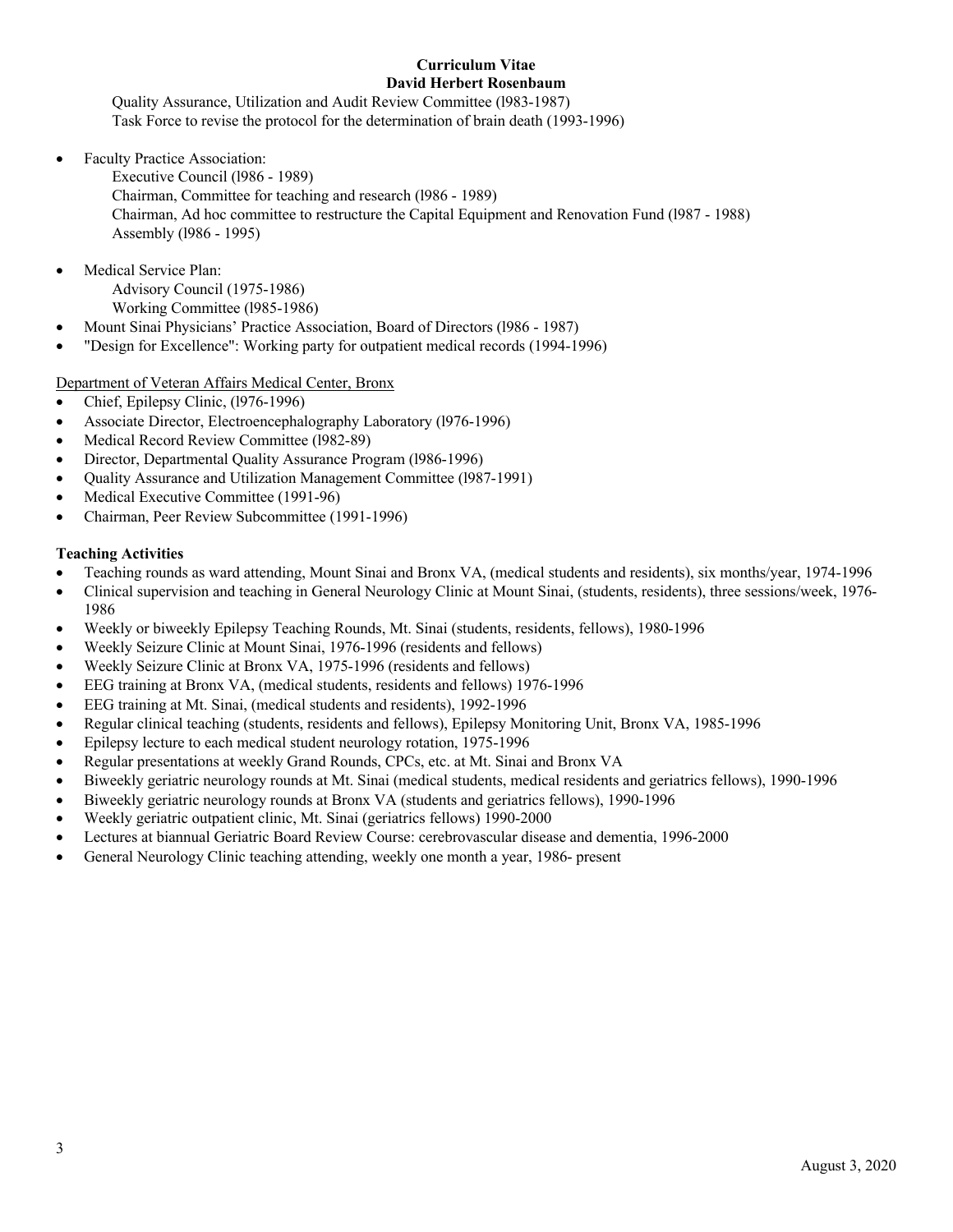Quality Assurance, Utilization and Audit Review Committee (l983-1987)
Task Force to revise the protocol for the determination of brain death (1993-1996)

- Faculty Practice Association:
  - Executive Council (l986 - 1989)
  - Chairman, Committee for teaching and research (l986 - 1989)
  - Chairman, Ad hoc committee to restructure the Capital Equipment and Renovation Fund (l987 - 1988)
  - Assembly (l986 - 1995)
- Medical Service Plan:
  - Advisory Council (1975-1986)
  - Working Committee (l985-1986)
- Mount Sinai Physicians' Practice Association, Board of Directors (l986 - 1987)
- "Design for Excellence": Working party for outpatient medical records (1994-1996)

Department of Veteran Affairs Medical Center, Bronx

- Chief, Epilepsy Clinic, (l976-1996)
- Associate Director, Electroencephalography Laboratory (l976-1996)
- Medical Record Review Committee (l982-89)
- Director, Departmental Quality Assurance Program (l986-1996)
- Quality Assurance and Utilization Management Committee (l987-1991)
- Medical Executive Committee (1991-96)
- Chairman, Peer Review Subcommittee (1991-1996)

**Teaching Activities**

- Teaching rounds as ward attending, Mount Sinai and Bronx VA, (medical students and residents), six months/year, 1974-1996
- Clinical supervision and teaching in General Neurology Clinic at Mount Sinai, (students, residents), three sessions/week, 1976-1986
- Weekly or biweekly Epilepsy Teaching Rounds, Mt. Sinai (students, residents, fellows), 1980-1996
- Weekly Seizure Clinic at Mount Sinai, 1976-1996 (residents and fellows)
- Weekly Seizure Clinic at Bronx VA, 1975-1996 (residents and fellows)
- EEG training at Bronx VA, (medical students, residents and fellows) 1976-1996
- EEG training at Mt. Sinai, (medical students and residents), 1992-1996
- Regular clinical teaching (students, residents and fellows), Epilepsy Monitoring Unit, Bronx VA, 1985-1996
- Epilepsy lecture to each medical student neurology rotation, 1975-1996
- Regular presentations at weekly Grand Rounds, CPCs, etc. at Mt. Sinai and Bronx VA
- Biweekly geriatric neurology rounds at Mt. Sinai (medical students, medical residents and geriatrics fellows), 1990-1996
- Biweekly geriatric neurology rounds at Bronx VA (students and geriatrics fellows), 1990-1996
- Weekly geriatric outpatient clinic, Mt. Sinai (geriatrics fellows) 1990-2000
- Lectures at biannual Geriatric Board Review Course: cerebrovascular disease and dementia, 1996-2000
- General Neurology Clinic teaching attending, weekly one month a year, 1986- present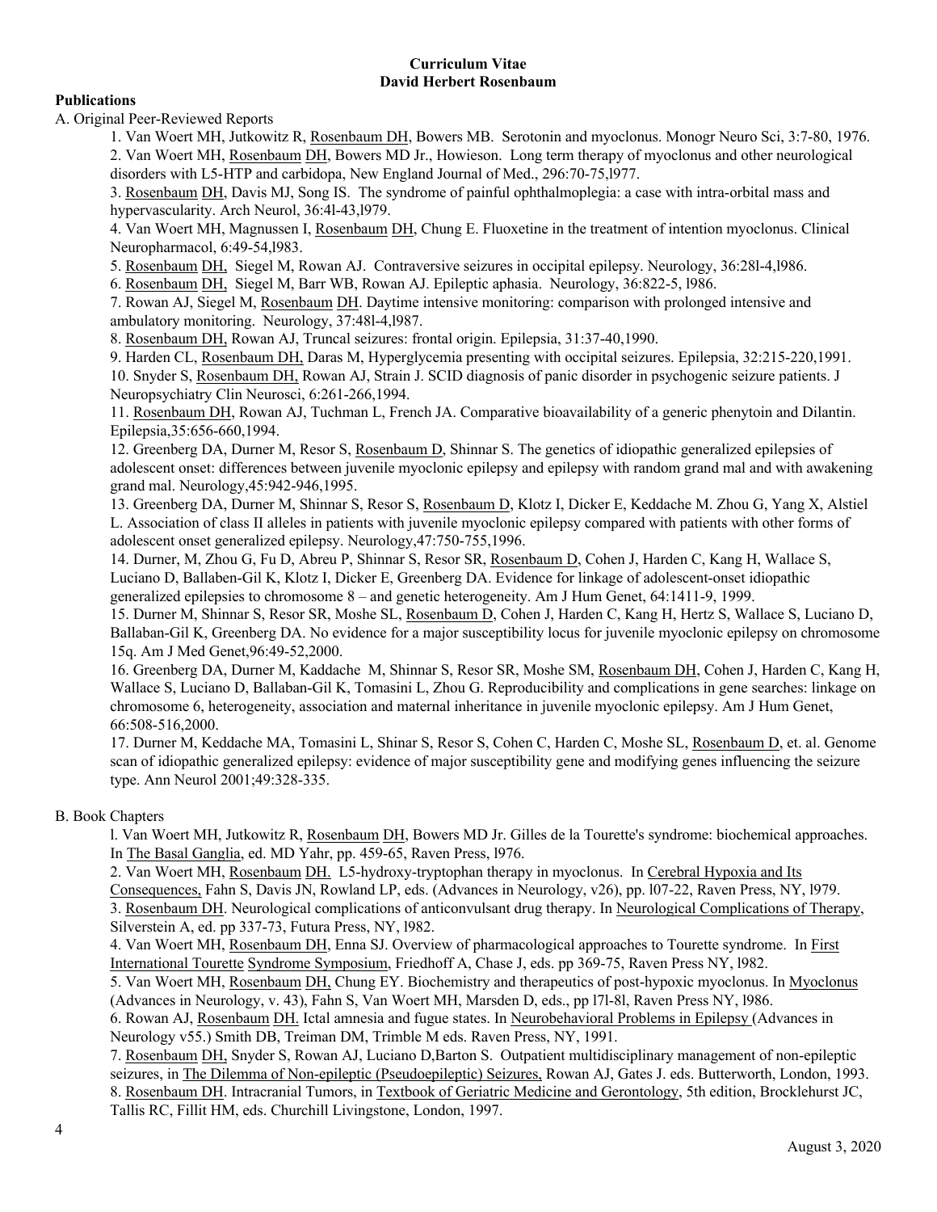**Curriculum Vitae**
**David Herbert Rosenbaum**

**Publications**

A. Original Peer-Reviewed Reports

1. Van Woert MH, Jutkowitz R, Rosenbaum DH, Bowers MB. Serotonin and myoclonus. Monogr Neuro Sci, 3:7-80, 1976.
2. Van Woert MH, Rosenbaum DH, Bowers MD Jr., Howieson. Long term therapy of myoclonus and other neurological disorders with L5-HTP and carbidopa, New England Journal of Med., 296:70-75,l977.
3. Rosenbaum DH, Davis MJ, Song IS. The syndrome of painful ophthalmoplegia: a case with intra-orbital mass and hypervascularity. Arch Neurol, 36:4l-43,l979.
4. Van Woert MH, Magnussen I, Rosenbaum DH, Chung E. Fluoxetine in the treatment of intention myoclonus. Clinical Neuropharmacol, 6:49-54,l983.
5. Rosenbaum DH, Siegel M, Rowan AJ. Contraversive seizures in occipital epilepsy. Neurology, 36:28l-4,l986.
6. Rosenbaum DH, Siegel M, Barr WB, Rowan AJ. Epileptic aphasia. Neurology, 36:822-5, l986.
7. Rowan AJ, Siegel M, Rosenbaum DH. Daytime intensive monitoring: comparison with prolonged intensive and ambulatory monitoring. Neurology, 37:48l-4,l987.
8. Rosenbaum DH, Rowan AJ, Truncal seizures: frontal origin. Epilepsia, 31:37-40,1990.
9. Harden CL, Rosenbaum DH, Daras M, Hyperglycemia presenting with occipital seizures. Epilepsia, 32:215-220,1991.
10. Snyder S, Rosenbaum DH, Rowan AJ, Strain J. SCID diagnosis of panic disorder in psychogenic seizure patients. J Neuropsychiatry Clin Neurosci, 6:261-266,1994.
11. Rosenbaum DH, Rowan AJ, Tuchman L, French JA. Comparative bioavailability of a generic phenytoin and Dilantin. Epilepsia,35:656-660,1994.
12. Greenberg DA, Durner M, Resor S, Rosenbaum D, Shinnar S. The genetics of idiopathic generalized epilepsies of adolescent onset: differences between juvenile myoclonic epilepsy and epilepsy with random grand mal and with awakening grand mal. Neurology,45:942-946,1995.
13. Greenberg DA, Durner M, Shinnar S, Resor S, Rosenbaum D, Klotz I, Dicker E, Keddache M. Zhou G, Yang X, Alstiel L. Association of class II alleles in patients with juvenile myoclonic epilepsy compared with patients with other forms of adolescent onset generalized epilepsy. Neurology,47:750-755,1996.
14. Durner, M, Zhou G, Fu D, Abreu P, Shinnar S, Resor SR, Rosenbaum D, Cohen J, Harden C, Kang H, Wallace S, Luciano D, Ballaben-Gil K, Klotz I, Dicker E, Greenberg DA. Evidence for linkage of adolescent-onset idiopathic generalized epilepsies to chromosome 8 – and genetic heterogeneity. Am J Hum Genet, 64:1411-9, 1999.
15. Durner M, Shinnar S, Resor SR, Moshe SL, Rosenbaum D, Cohen J, Harden C, Kang H, Hertz S, Wallace S, Luciano D, Ballaban-Gil K, Greenberg DA. No evidence for a major susceptibility locus for juvenile myoclonic epilepsy on chromosome 15q. Am J Med Genet,96:49-52,2000.
16. Greenberg DA, Durner M, Kaddache M, Shinnar S, Resor SR, Moshe SM, Rosenbaum DH, Cohen J, Harden C, Kang H, Wallace S, Luciano D, Ballaban-Gil K, Tomasini L, Zhou G. Reproducibility and complications in gene searches: linkage on chromosome 6, heterogeneity, association and maternal inheritance in juvenile myoclonic epilepsy. Am J Hum Genet, 66:508-516,2000.
17. Durner M, Keddache MA, Tomasini L, Shinar S, Resor S, Cohen C, Harden C, Moshe SL, Rosenbaum D, et. al. Genome scan of idiopathic generalized epilepsy: evidence of major susceptibility gene and modifying genes influencing the seizure type. Ann Neurol 2001;49:328-335.

B. Book Chapters

l. Van Woert MH, Jutkowitz R, Rosenbaum DH, Bowers MD Jr. Gilles de la Tourette's syndrome: biochemical approaches. In The Basal Ganglia, ed. MD Yahr, pp. 459-65, Raven Press, l976.
2. Van Woert MH, Rosenbaum DH. L5-hydroxy-tryptophan therapy in myoclonus. In Cerebral Hypoxia and Its Consequences, Fahn S, Davis JN, Rowland LP, eds. (Advances in Neurology, v26), pp. l07-22, Raven Press, NY, l979.
3. Rosenbaum DH. Neurological complications of anticonvulsant drug therapy. In Neurological Complications of Therapy, Silverstein A, ed. pp 337-73, Futura Press, NY, l982.
4. Van Woert MH, Rosenbaum DH, Enna SJ. Overview of pharmacological approaches to Tourette syndrome. In First International Tourette Syndrome Symposium, Friedhoff A, Chase J, eds. pp 369-75, Raven Press NY, l982.
5. Van Woert MH, Rosenbaum DH, Chung EY. Biochemistry and therapeutics of post-hypoxic myoclonus. In Myoclonus (Advances in Neurology, v. 43), Fahn S, Van Woert MH, Marsden D, eds., pp l7l-8l, Raven Press NY, l986.
6. Rowan AJ, Rosenbaum DH. Ictal amnesia and fugue states. In Neurobehavioral Problems in Epilepsy (Advances in Neurology v55.) Smith DB, Treiman DM, Trimble M eds. Raven Press, NY, 1991.
7. Rosenbaum DH, Snyder S, Rowan AJ, Luciano D,Barton S. Outpatient multidisciplinary management of non-epileptic seizures, in The Dilemma of Non-epileptic (Pseudoepileptic) Seizures, Rowan AJ, Gates J. eds. Butterworth, London, 1993.
8. Rosenbaum DH. Intracranial Tumors, in Textbook of Geriatric Medicine and Gerontology, 5th edition, Brocklehurst JC, Tallis RC, Fillit HM, eds. Churchill Livingstone, London, 1997.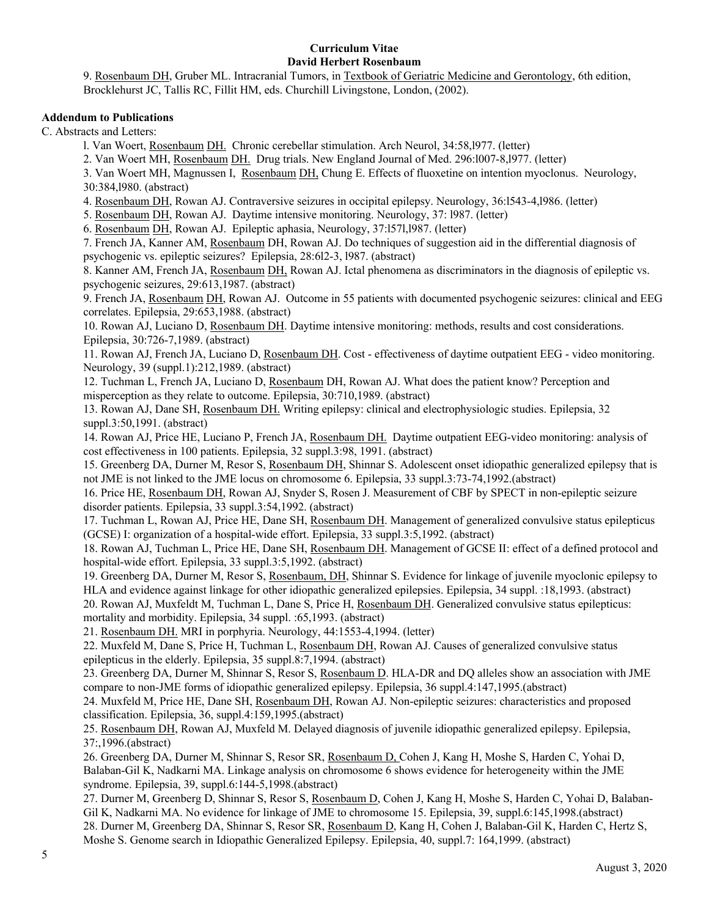**Curriculum Vitae**
**David Herbert Rosenbaum**

9. Rosenbaum DH, Gruber ML. Intracranial Tumors, in Textbook of Geriatric Medicine and Gerontology, 6th edition, Brocklehurst JC, Tallis RC, Fillit HM, eds. Churchill Livingstone, London, (2002).

**Addendum to Publications**

C. Abstracts and Letters:

l. Van Woert, Rosenbaum DH. Chronic cerebellar stimulation. Arch Neurol, 34:58,l977. (letter)

2. Van Woert MH, Rosenbaum DH. Drug trials. New England Journal of Med. 296:l007-8,l977. (letter)

3. Van Woert MH, Magnussen I, Rosenbaum DH, Chung E. Effects of fluoxetine on intention myoclonus. Neurology, 30:384,l980. (abstract)

4. Rosenbaum DH, Rowan AJ. Contraversive seizures in occipital epilepsy. Neurology, 36:l543-4,l986. (letter)

5. Rosenbaum DH, Rowan AJ. Daytime intensive monitoring. Neurology, 37: l987. (letter)

6. Rosenbaum DH, Rowan AJ. Epileptic aphasia, Neurology, 37:l57l,l987. (letter)

7. French JA, Kanner AM, Rosenbaum DH, Rowan AJ. Do techniques of suggestion aid in the differential diagnosis of psychogenic vs. epileptic seizures? Epilepsia, 28:6l2-3, l987. (abstract)

8. Kanner AM, French JA, Rosenbaum DH, Rowan AJ. Ictal phenomena as discriminators in the diagnosis of epileptic vs. psychogenic seizures, 29:613,1987. (abstract)

9. French JA, Rosenbaum DH, Rowan AJ. Outcome in 55 patients with documented psychogenic seizures: clinical and EEG correlates. Epilepsia, 29:653,1988. (abstract)

10. Rowan AJ, Luciano D, Rosenbaum DH. Daytime intensive monitoring: methods, results and cost considerations. Epilepsia, 30:726-7,1989. (abstract)

11. Rowan AJ, French JA, Luciano D, Rosenbaum DH. Cost - effectiveness of daytime outpatient EEG - video monitoring. Neurology, 39 (suppl.1):212,1989. (abstract)

12. Tuchman L, French JA, Luciano D, Rosenbaum DH, Rowan AJ. What does the patient know? Perception and misperception as they relate to outcome. Epilepsia, 30:710,1989. (abstract)

13. Rowan AJ, Dane SH, Rosenbaum DH. Writing epilepsy: clinical and electrophysiologic studies. Epilepsia, 32 suppl.3:50,1991. (abstract)

14. Rowan AJ, Price HE, Luciano P, French JA, Rosenbaum DH. Daytime outpatient EEG-video monitoring: analysis of cost effectiveness in 100 patients. Epilepsia, 32 suppl.3:98, 1991. (abstract)

15. Greenberg DA, Durner M, Resor S, Rosenbaum DH, Shinnar S. Adolescent onset idiopathic generalized epilepsy that is not JME is not linked to the JME locus on chromosome 6. Epilepsia, 33 suppl.3:73-74,1992.(abstract)

16. Price HE, Rosenbaum DH, Rowan AJ, Snyder S, Rosen J. Measurement of CBF by SPECT in non-epileptic seizure disorder patients. Epilepsia, 33 suppl.3:54,1992. (abstract)

17. Tuchman L, Rowan AJ, Price HE, Dane SH, Rosenbaum DH. Management of generalized convulsive status epilepticus (GCSE) I: organization of a hospital-wide effort. Epilepsia, 33 suppl.3:5,1992. (abstract)

18. Rowan AJ, Tuchman L, Price HE, Dane SH, Rosenbaum DH. Management of GCSE II: effect of a defined protocol and hospital-wide effort. Epilepsia, 33 suppl.3:5,1992. (abstract)

19. Greenberg DA, Durner M, Resor S, Rosenbaum, DH, Shinnar S. Evidence for linkage of juvenile myoclonic epilepsy to HLA and evidence against linkage for other idiopathic generalized epilepsies. Epilepsia, 34 suppl. :18,1993. (abstract)

20. Rowan AJ, Muxfeldt M, Tuchman L, Dane S, Price H, Rosenbaum DH. Generalized convulsive status epilepticus: mortality and morbidity. Epilepsia, 34 suppl. :65,1993. (abstract)

21. Rosenbaum DH. MRI in porphyria. Neurology, 44:1553-4,1994. (letter)

22. Muxfeld M, Dane S, Price H, Tuchman L, Rosenbaum DH, Rowan AJ. Causes of generalized convulsive status epilepticus in the elderly. Epilepsia, 35 suppl.8:7,1994. (abstract)

23. Greenberg DA, Durner M, Shinnar S, Resor S, Rosenbaum D. HLA-DR and DQ alleles show an association with JME compare to non-JME forms of idiopathic generalized epilepsy. Epilepsia, 36 suppl.4:147,1995.(abstract)

24. Muxfeld M, Price HE, Dane SH, Rosenbaum DH, Rowan AJ. Non-epileptic seizures: characteristics and proposed classification. Epilepsia, 36, suppl.4:159,1995.(abstract)

25. Rosenbaum DH, Rowan AJ, Muxfeld M. Delayed diagnosis of juvenile idiopathic generalized epilepsy. Epilepsia, 37:,1996.(abstract)

26. Greenberg DA, Durner M, Shinnar S, Resor SR, Rosenbaum D, Cohen J, Kang H, Moshe S, Harden C, Yohai D, Balaban-Gil K, Nadkarni MA. Linkage analysis on chromosome 6 shows evidence for heterogeneity within the JME syndrome. Epilepsia, 39, suppl.6:144-5,1998.(abstract)

27. Durner M, Greenberg D, Shinnar S, Resor S, Rosenbaum D, Cohen J, Kang H, Moshe S, Harden C, Yohai D, Balaban-Gil K, Nadkarni MA. No evidence for linkage of JME to chromosome 15. Epilepsia, 39, suppl.6:145,1998.(abstract)

28. Durner M, Greenberg DA, Shinnar S, Resor SR, Rosenbaum D, Kang H, Cohen J, Balaban-Gil K, Harden C, Hertz S, Moshe S. Genome search in Idiopathic Generalized Epilepsy. Epilepsia, 40, suppl.7: 164,1999. (abstract)

August 3, 2020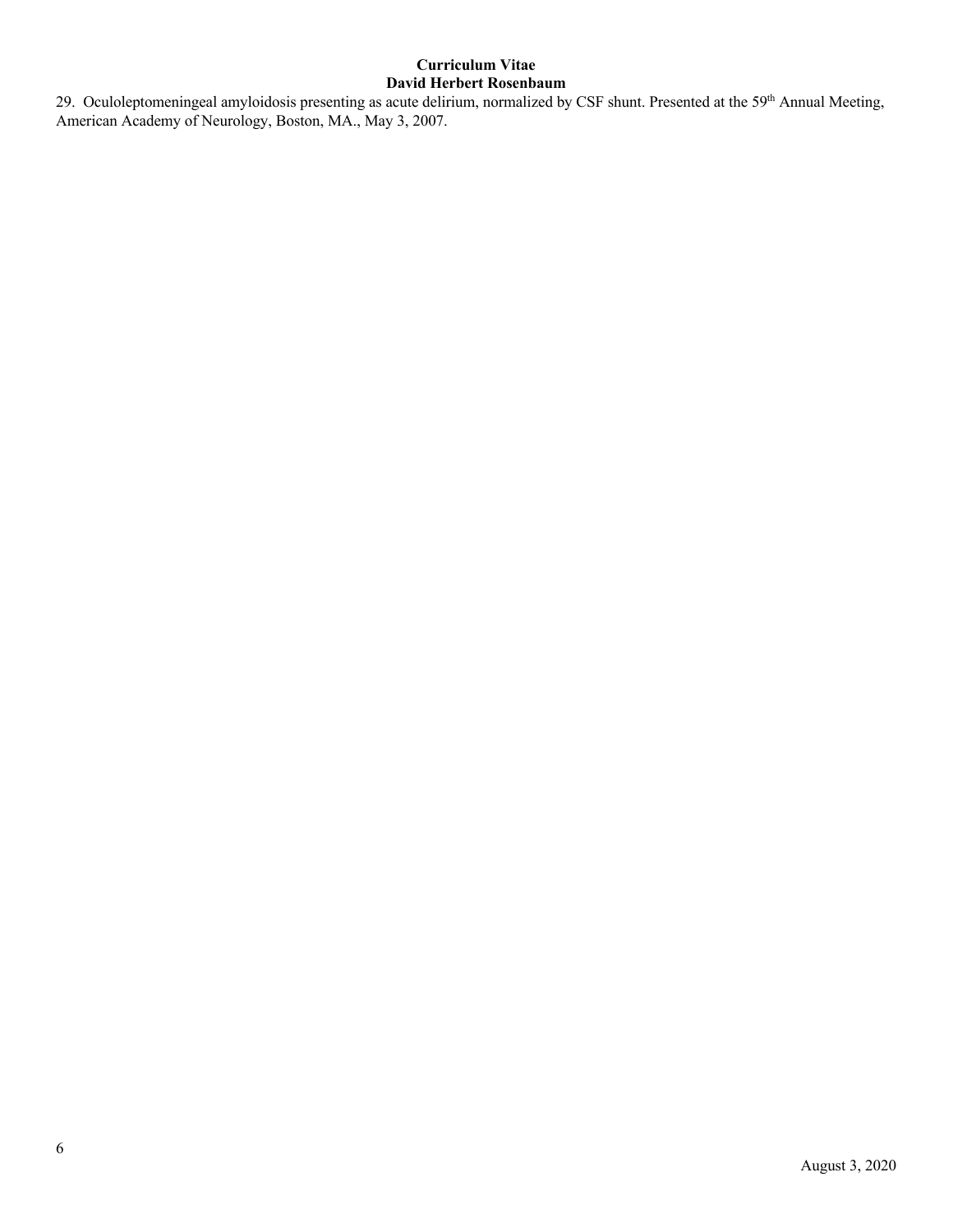29. Oculoleptomeningeal amyloidosis presenting as acute delirium, normalized by CSF shunt. Presented at the 59th Annual Meeting, American Academy of Neurology, Boston, MA., May 3, 2007.